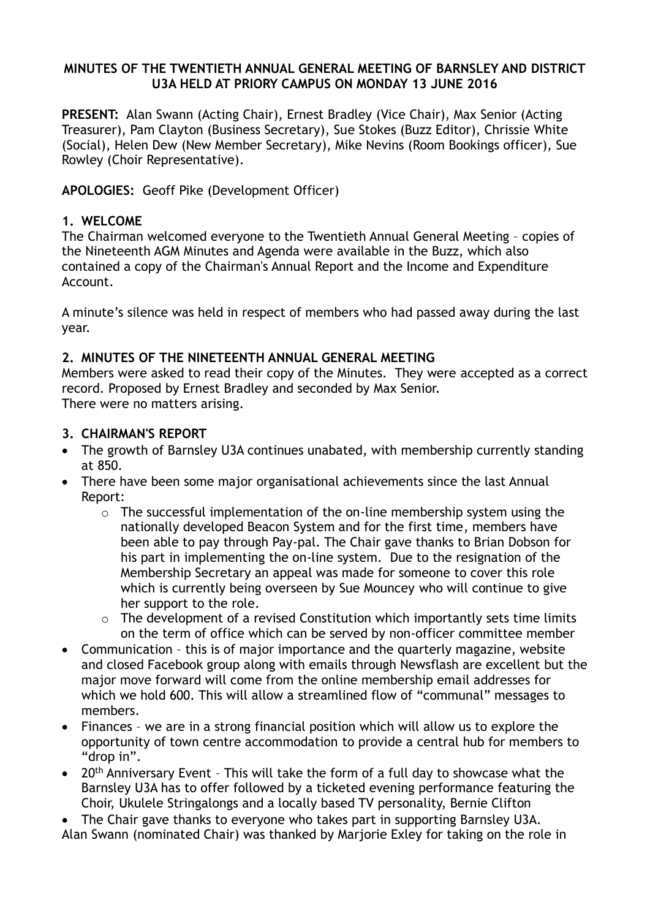**MINUTES OF THE TWENTIETH ANNUAL GENERAL MEETING OF BARNSLEY AND DISTRICT U3A HELD AT PRIORY CAMPUS ON MONDAY 13 JUNE 2016**

**PRESENT:** Alan Swann (Acting Chair), Ernest Bradley (Vice Chair), Max Senior (Acting Treasurer), Pam Clayton (Business Secretary), Sue Stokes (Buzz Editor), Chrissie White (Social), Helen Dew (New Member Secretary), Mike Nevins (Room Bookings officer), Sue Rowley (Choir Representative).

**APOLOGIES:** Geoff Pike (Development Officer)

## 1. WELCOME

The Chairman welcomed everyone to the Twentieth Annual General Meeting – copies of the Nineteenth AGM Minutes and Agenda were available in the Buzz, which also contained a copy of the Chairman's Annual Report and the Income and Expenditure Account.

A minute's silence was held in respect of members who had passed away during the last year.

## 2. MINUTES OF THE NINETEENTH ANNUAL GENERAL MEETING

Members were asked to read their copy of the Minutes. They were accepted as a correct record. Proposed by Ernest Bradley and seconded by Max Senior.
There were no matters arising.

## 3. CHAIRMAN'S REPORT

- The growth of Barnsley U3A continues unabated, with membership currently standing at 850.
- There have been some major organisational achievements since the last Annual Report:
    - The successful implementation of the on-line membership system using the nationally developed Beacon System and for the first time, members have been able to pay through Pay-pal. The Chair gave thanks to Brian Dobson for his part in implementing the on-line system. Due to the resignation of the Membership Secretary an appeal was made for someone to cover this role which is currently being overseen by Sue Mouncey who will continue to give her support to the role.
    - The development of a revised Constitution which importantly sets time limits on the term of office which can be served by non-officer committee member
- Communication – this is of major importance and the quarterly magazine, website and closed Facebook group along with emails through Newsflash are excellent but the major move forward will come from the online membership email addresses for which we hold 600. This will allow a streamlined flow of "communal" messages to members.
- Finances – we are in a strong financial position which will allow us to explore the opportunity of town centre accommodation to provide a central hub for members to "drop in".
- 20th Anniversary Event – This will take the form of a full day to showcase what the Barnsley U3A has to offer followed by a ticketed evening performance featuring the Choir, Ukulele Stringalongs and a locally based TV personality, Bernie Clifton
- The Chair gave thanks to everyone who takes part in supporting Barnsley U3A.

Alan Swann (nominated Chair) was thanked by Marjorie Exley for taking on the role in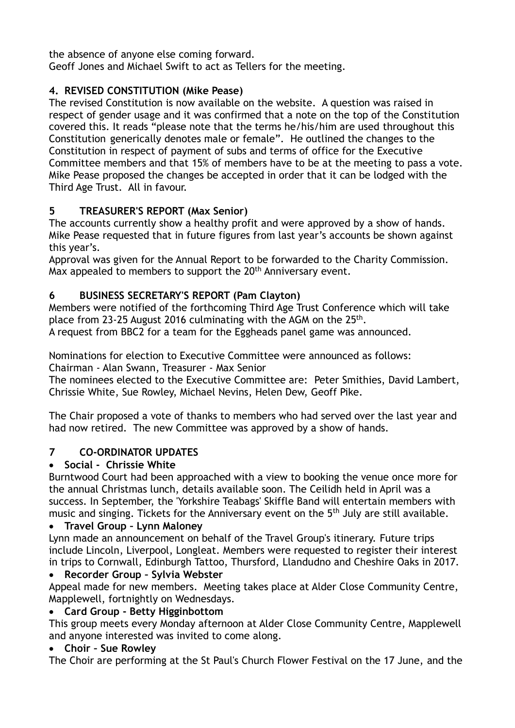the absence of anyone else coming forward.
Geoff Jones and Michael Swift to act as Tellers for the meeting.

## 4. REVISED CONSTITUTION (Mike Pease)

The revised Constitution is now available on the website. A question was raised in respect of gender usage and it was confirmed that a note on the top of the Constitution covered this. It reads "please note that the terms he/his/him are used throughout this Constitution generically denotes male or female". He outlined the changes to the Constitution in respect of payment of subs and terms of office for the Executive Committee members and that 15% of members have to be at the meeting to pass a vote. Mike Pease proposed the changes be accepted in order that it can be lodged with the Third Age Trust. All in favour.

## 5 TREASURER'S REPORT (Max Senior)

The accounts currently show a healthy profit and were approved by a show of hands. Mike Pease requested that in future figures from last year's accounts be shown against this year's.
Approval was given for the Annual Report to be forwarded to the Charity Commission. Max appealed to members to support the 20th Anniversary event.

## 6 BUSINESS SECRETARY'S REPORT (Pam Clayton)

Members were notified of the forthcoming Third Age Trust Conference which will take place from 23-25 August 2016 culminating with the AGM on the 25th.
A request from BBC2 for a team for the Eggheads panel game was announced.

Nominations for election to Executive Committee were announced as follows:
Chairman - Alan Swann, Treasurer - Max Senior
The nominees elected to the Executive Committee are: Peter Smithies, David Lambert, Chrissie White, Sue Rowley, Michael Nevins, Helen Dew, Geoff Pike.

The Chair proposed a vote of thanks to members who had served over the last year and had now retired. The new Committee was approved by a show of hands.

## 7 CO-ORDINATOR UPDATES

- **Social - Chrissie White**

Burntwood Court had been approached with a view to booking the venue once more for the annual Christmas lunch, details available soon. The Ceilidh held in April was a success. In September, the 'Yorkshire Teabags' Skiffle Band will entertain members with music and singing. Tickets for the Anniversary event on the 5th July are still available.

- **Travel Group – Lynn Maloney**

Lynn made an announcement on behalf of the Travel Group's itinerary. Future trips include Lincoln, Liverpool, Longleat. Members were requested to register their interest in trips to Cornwall, Edinburgh Tattoo, Thursford, Llandudno and Cheshire Oaks in 2017.

- **Recorder Group – Sylvia Webster**

Appeal made for new members. Meeting takes place at Alder Close Community Centre, Mapplewell, fortnightly on Wednesdays.

- **Card Group - Betty Higginbottom**

This group meets every Monday afternoon at Alder Close Community Centre, Mapplewell and anyone interested was invited to come along.

- **Choir – Sue Rowley**

The Choir are performing at the St Paul's Church Flower Festival on the 17 June, and the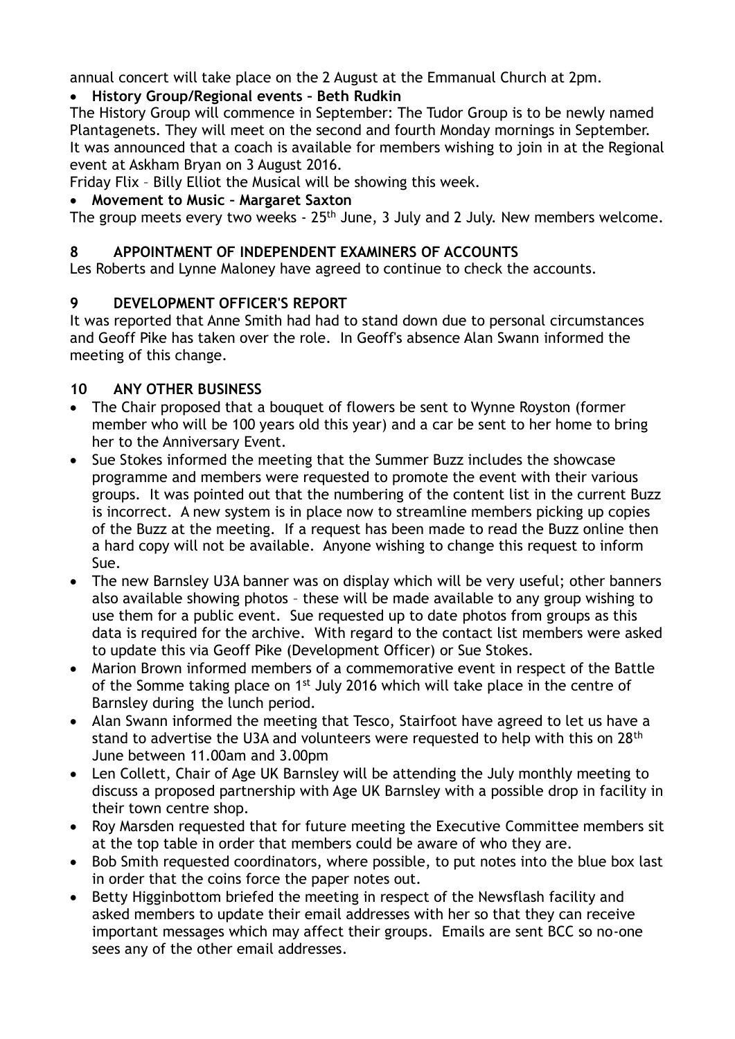annual concert will take place on the 2 August at the Emmanual Church at 2pm.

- **History Group/Regional events – Beth Rudkin**

The History Group will commence in September: The Tudor Group is to be newly named Plantagenets. They will meet on the second and fourth Monday mornings in September. It was announced that a coach is available for members wishing to join in at the Regional event at Askham Bryan on 3 August 2016.

Friday Flix – Billy Elliot the Musical will be showing this week.

- **Movement to Music – Margaret Saxton**

The group meets every two weeks - 25th June, 3 July and 2 July. New members welcome.

## 8 APPOINTMENT OF INDEPENDENT EXAMINERS OF ACCOUNTS

Les Roberts and Lynne Maloney have agreed to continue to check the accounts.

## 9 DEVELOPMENT OFFICER'S REPORT

It was reported that Anne Smith had had to stand down due to personal circumstances and Geoff Pike has taken over the role. In Geoff's absence Alan Swann informed the meeting of this change.

## 10 ANY OTHER BUSINESS

- The Chair proposed that a bouquet of flowers be sent to Wynne Royston (former member who will be 100 years old this year) and a car be sent to her home to bring her to the Anniversary Event.
- Sue Stokes informed the meeting that the Summer Buzz includes the showcase programme and members were requested to promote the event with their various groups. It was pointed out that the numbering of the content list in the current Buzz is incorrect. A new system is in place now to streamline members picking up copies of the Buzz at the meeting. If a request has been made to read the Buzz online then a hard copy will not be available. Anyone wishing to change this request to inform Sue.
- The new Barnsley U3A banner was on display which will be very useful; other banners also available showing photos – these will be made available to any group wishing to use them for a public event. Sue requested up to date photos from groups as this data is required for the archive. With regard to the contact list members were asked to update this via Geoff Pike (Development Officer) or Sue Stokes.
- Marion Brown informed members of a commemorative event in respect of the Battle of the Somme taking place on 1st July 2016 which will take place in the centre of Barnsley during the lunch period.
- Alan Swann informed the meeting that Tesco, Stairfoot have agreed to let us have a stand to advertise the U3A and volunteers were requested to help with this on 28th June between 11.00am and 3.00pm
- Len Collett, Chair of Age UK Barnsley will be attending the July monthly meeting to discuss a proposed partnership with Age UK Barnsley with a possible drop in facility in their town centre shop.
- Roy Marsden requested that for future meeting the Executive Committee members sit at the top table in order that members could be aware of who they are.
- Bob Smith requested coordinators, where possible, to put notes into the blue box last in order that the coins force the paper notes out.
- Betty Higginbottom briefed the meeting in respect of the Newsflash facility and asked members to update their email addresses with her so that they can receive important messages which may affect their groups. Emails are sent BCC so no-one sees any of the other email addresses.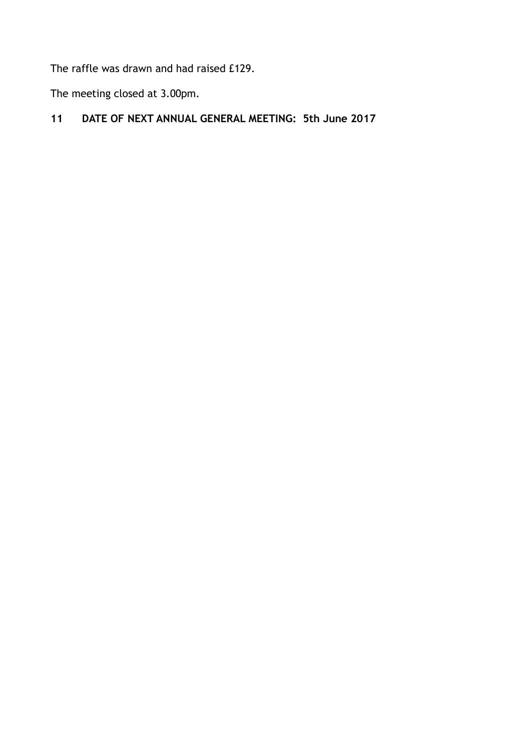The raffle was drawn and had raised £129.

The meeting closed at 3.00pm.

**11 DATE OF NEXT ANNUAL GENERAL MEETING: 5th June 2017**